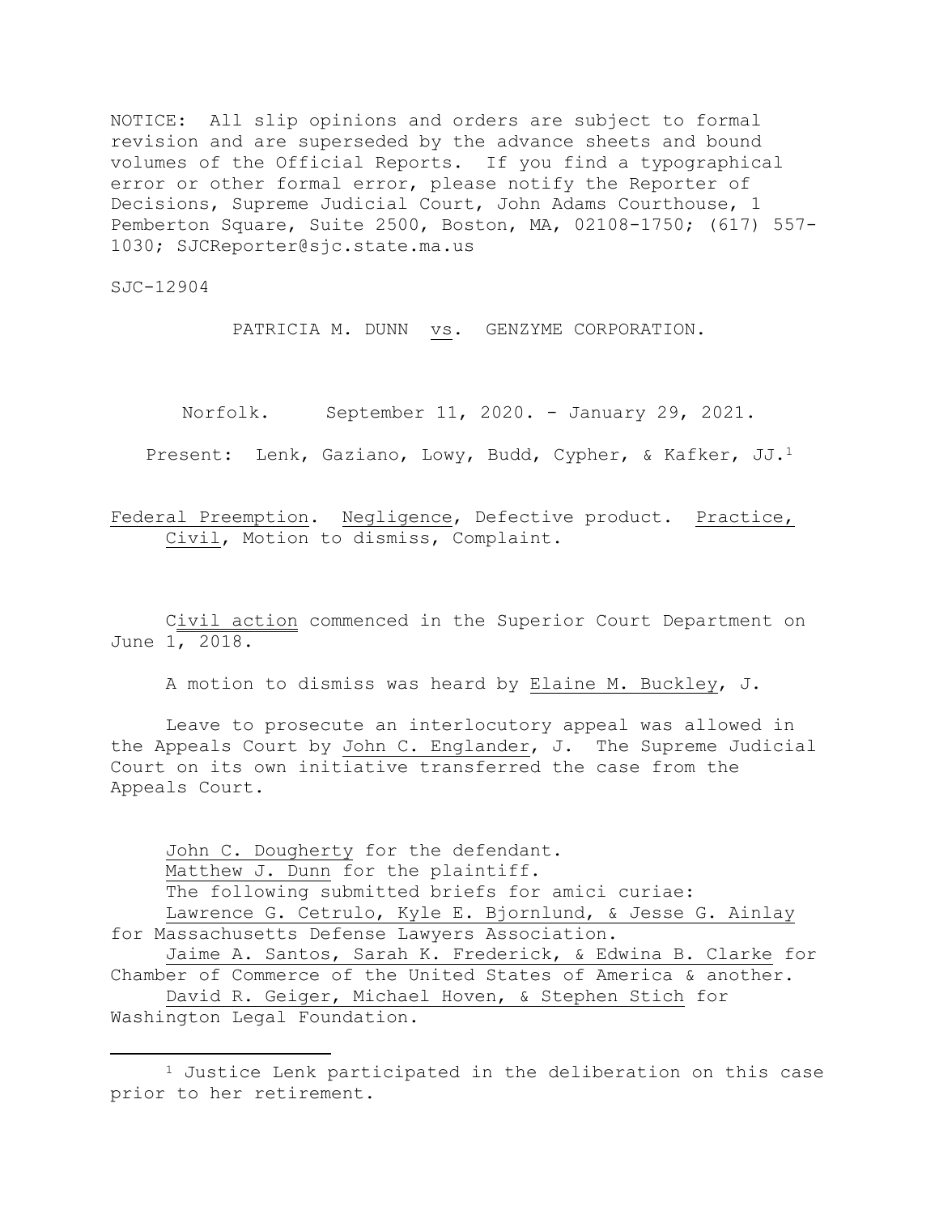NOTICE: All slip opinions and orders are subject to formal revision and are superseded by the advance sheets and bound volumes of the Official Reports. If you find a typographical error or other formal error, please notify the Reporter of Decisions, Supreme Judicial Court, John Adams Courthouse, 1 Pemberton Square, Suite 2500, Boston, MA, 02108-1750; (617) 557-1030; SJCReporter@sjc.state.ma.us

SJC-12904

PATRICIA M. DUNN vs. GENZYME CORPORATION.

Norfolk. September 11, 2020. - January 29, 2021.

Present: Lenk, Gaziano, Lowy, Budd, Cypher, & Kafker, JJ.[1]

Federal Preemption. Negligence, Defective product. Practice, Civil, Motion to dismiss, Complaint.

Civil action commenced in the Superior Court Department on June 1, 2018.

A motion to dismiss was heard by Elaine M. Buckley, J.

Leave to prosecute an interlocutory appeal was allowed in the Appeals Court by John C. Englander, J. The Supreme Judicial Court on its own initiative transferred the case from the Appeals Court.

John C. Dougherty for the defendant.
Matthew J. Dunn for the plaintiff.
The following submitted briefs for amici curiae:
Lawrence G. Cetrulo, Kyle E. Bjornlund, & Jesse G. Ainlay for Massachusetts Defense Lawyers Association.
Jaime A. Santos, Sarah K. Frederick, & Edwina B. Clarke for Chamber of Commerce of the United States of America & another.
David R. Geiger, Michael Hoven, & Stephen Stich for Washington Legal Foundation.

[1] Justice Lenk participated in the deliberation on this case prior to her retirement.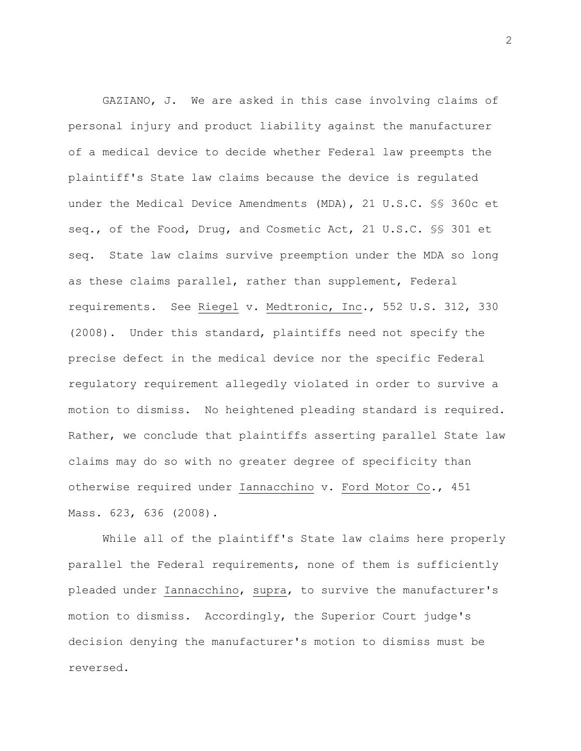GAZIANO, J. We are asked in this case involving claims of personal injury and product liability against the manufacturer of a medical device to decide whether Federal law preempts the plaintiff's State law claims because the device is regulated under the Medical Device Amendments (MDA), 21 U.S.C. §§ 360c et seq., of the Food, Drug, and Cosmetic Act, 21 U.S.C. §§ 301 et seq. State law claims survive preemption under the MDA so long as these claims parallel, rather than supplement, Federal requirements. See Riegel v. Medtronic, Inc., 552 U.S. 312, 330 (2008). Under this standard, plaintiffs need not specify the precise defect in the medical device nor the specific Federal regulatory requirement allegedly violated in order to survive a motion to dismiss. No heightened pleading standard is required. Rather, we conclude that plaintiffs asserting parallel State law claims may do so with no greater degree of specificity than otherwise required under Iannacchino v. Ford Motor Co., 451 Mass. 623, 636 (2008).

While all of the plaintiff's State law claims here properly parallel the Federal requirements, none of them is sufficiently pleaded under Iannacchino, supra, to survive the manufacturer's motion to dismiss. Accordingly, the Superior Court judge's decision denying the manufacturer's motion to dismiss must be reversed.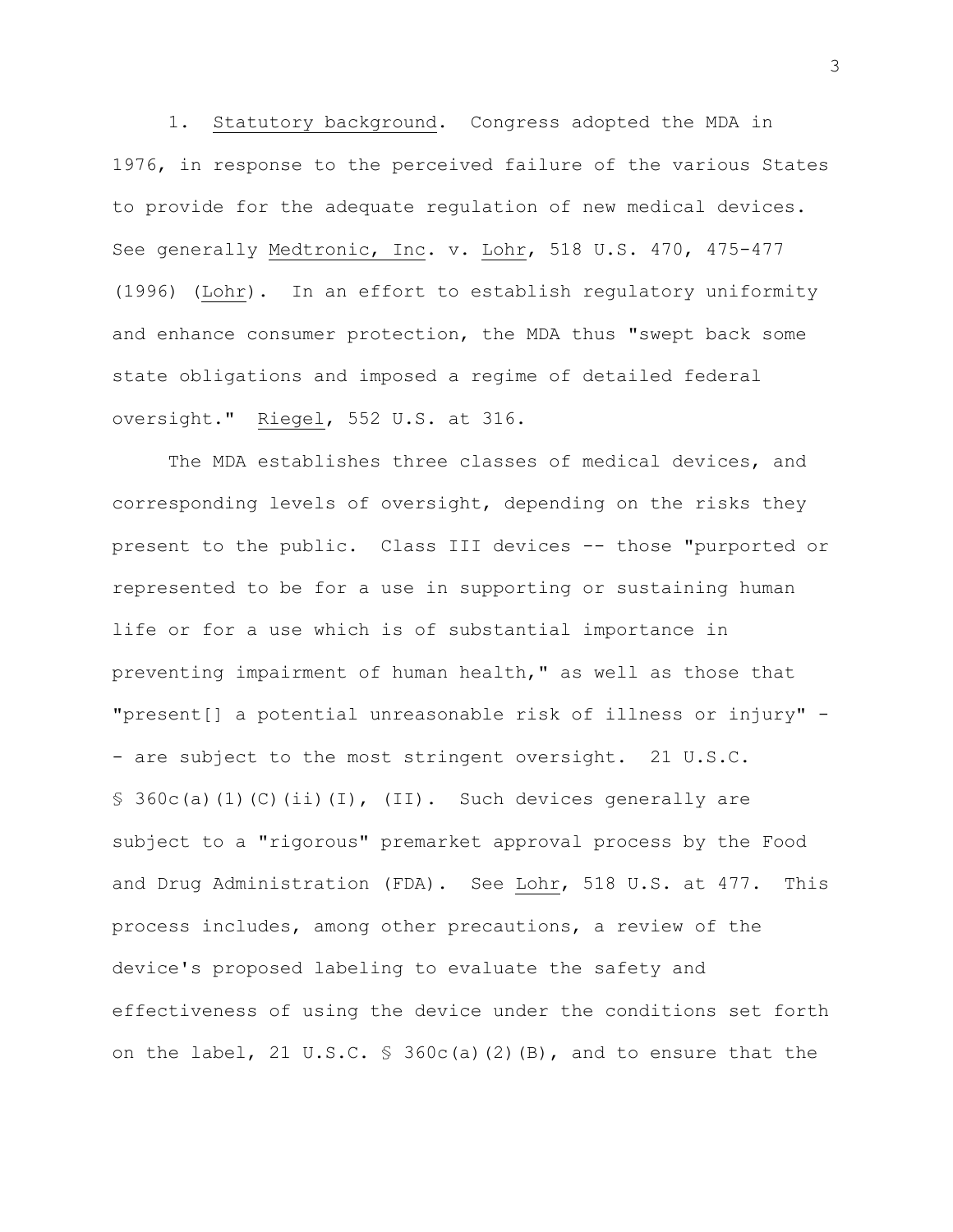1. Statutory background. Congress adopted the MDA in 1976, in response to the perceived failure of the various States to provide for the adequate regulation of new medical devices. See generally Medtronic, Inc. v. Lohr, 518 U.S. 470, 475-477 (1996) (Lohr). In an effort to establish regulatory uniformity and enhance consumer protection, the MDA thus "swept back some state obligations and imposed a regime of detailed federal oversight." Riegel, 552 U.S. at 316.

The MDA establishes three classes of medical devices, and corresponding levels of oversight, depending on the risks they present to the public. Class III devices -- those "purported or represented to be for a use in supporting or sustaining human life or for a use which is of substantial importance in preventing impairment of human health," as well as those that "present[] a potential unreasonable risk of illness or injury" -- are subject to the most stringent oversight. 21 U.S.C. § 360c(a)(1)(C)(ii)(I), (II). Such devices generally are subject to a "rigorous" premarket approval process by the Food and Drug Administration (FDA). See Lohr, 518 U.S. at 477. This process includes, among other precautions, a review of the device's proposed labeling to evaluate the safety and effectiveness of using the device under the conditions set forth on the label, 21 U.S.C. § 360c(a)(2)(B), and to ensure that the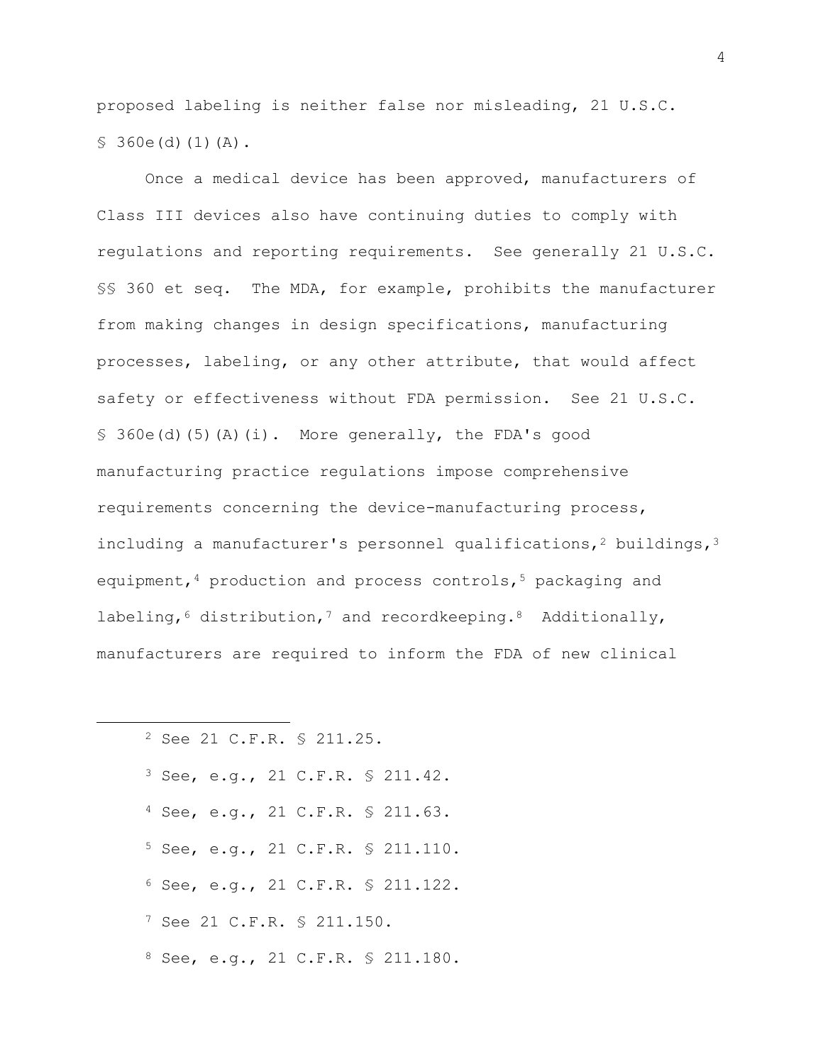proposed labeling is neither false nor misleading, 21 U.S.C. § 360e(d)(1)(A).

Once a medical device has been approved, manufacturers of Class III devices also have continuing duties to comply with regulations and reporting requirements. See generally 21 U.S.C. §§ 360 et seq. The MDA, for example, prohibits the manufacturer from making changes in design specifications, manufacturing processes, labeling, or any other attribute, that would affect safety or effectiveness without FDA permission. See 21 U.S.C. § 360e(d)(5)(A)(i). More generally, the FDA's good manufacturing practice regulations impose comprehensive requirements concerning the device-manufacturing process, including a manufacturer's personnel qualifications,[2] buildings,[3] equipment,[4] production and process controls,[5] packaging and labeling,[6] distribution,[7] and recordkeeping.[8] Additionally, manufacturers are required to inform the FDA of new clinical

---

[2] See 21 C.F.R. § 211.25.

[3] See, e.g., 21 C.F.R. § 211.42.

[4] See, e.g., 21 C.F.R. § 211.63.

[5] See, e.g., 21 C.F.R. § 211.110.

[6] See, e.g., 21 C.F.R. § 211.122.

[7] See 21 C.F.R. § 211.150.

[8] See, e.g., 21 C.F.R. § 211.180.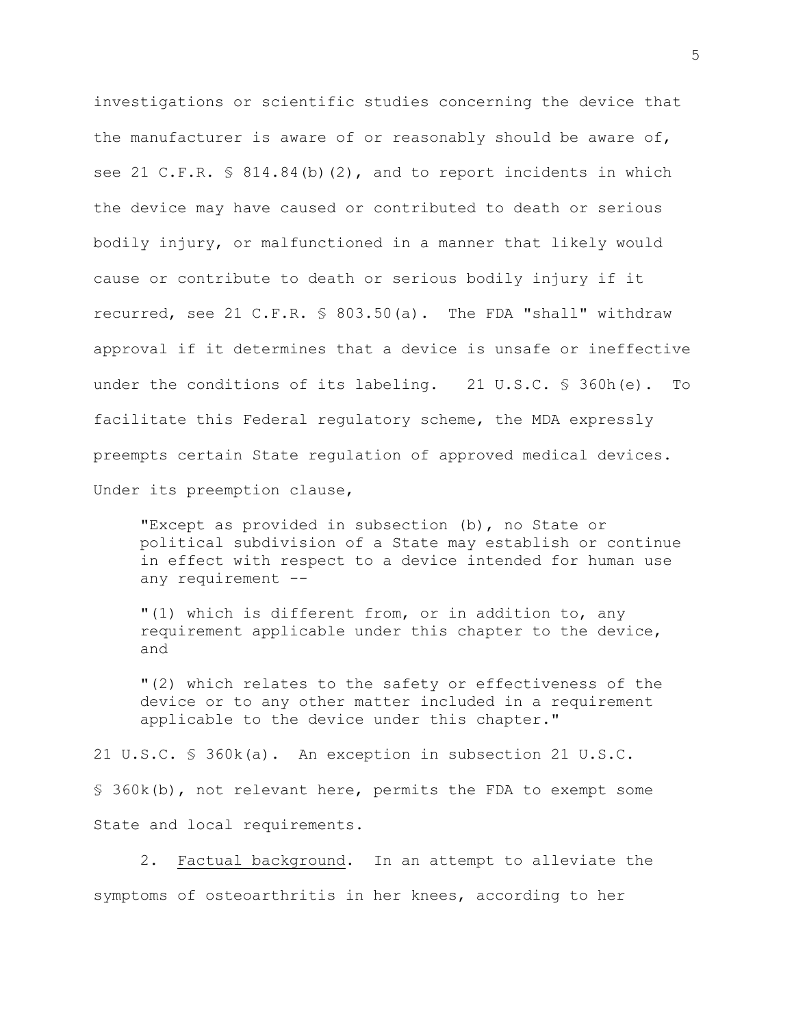investigations or scientific studies concerning the device that the manufacturer is aware of or reasonably should be aware of, see 21 C.F.R. § 814.84(b)(2), and to report incidents in which the device may have caused or contributed to death or serious bodily injury, or malfunctioned in a manner that likely would cause or contribute to death or serious bodily injury if it recurred, see 21 C.F.R. § 803.50(a). The FDA "shall" withdraw approval if it determines that a device is unsafe or ineffective under the conditions of its labeling. 21 U.S.C. § 360h(e). To facilitate this Federal regulatory scheme, the MDA expressly preempts certain State regulation of approved medical devices. Under its preemption clause,

> "Except as provided in subsection (b), no State or political subdivision of a State may establish or continue in effect with respect to a device intended for human use any requirement --
>
> "(1) which is different from, or in addition to, any requirement applicable under this chapter to the device, and
>
> "(2) which relates to the safety or effectiveness of the device or to any other matter included in a requirement applicable to the device under this chapter."

21 U.S.C. § 360k(a). An exception in subsection 21 U.S.C. § 360k(b), not relevant here, permits the FDA to exempt some State and local requirements.

2. Factual background. In an attempt to alleviate the symptoms of osteoarthritis in her knees, according to her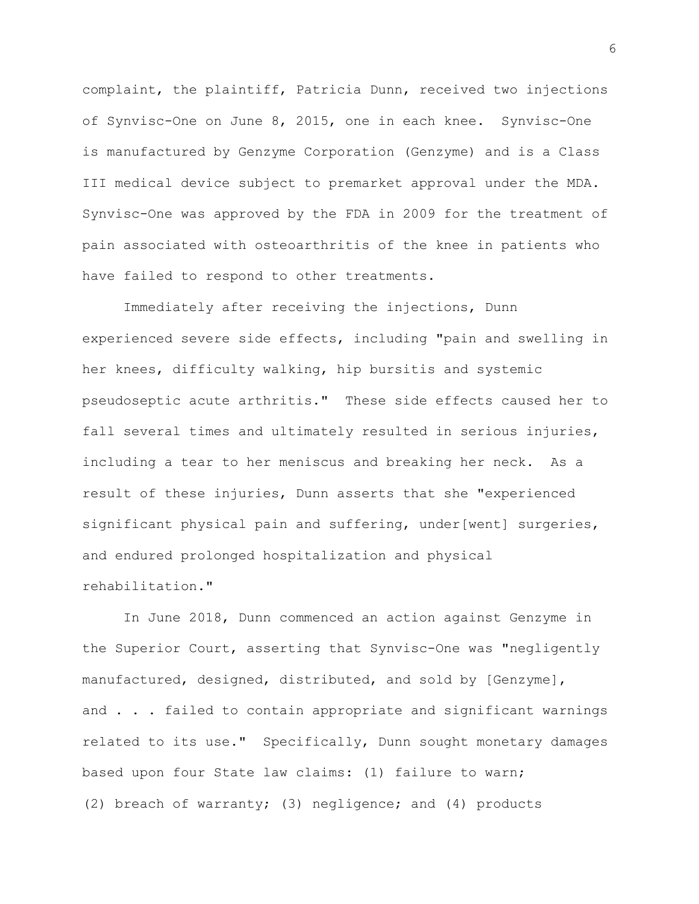complaint, the plaintiff, Patricia Dunn, received two injections of Synvisc-One on June 8, 2015, one in each knee. Synvisc-One is manufactured by Genzyme Corporation (Genzyme) and is a Class III medical device subject to premarket approval under the MDA. Synvisc-One was approved by the FDA in 2009 for the treatment of pain associated with osteoarthritis of the knee in patients who have failed to respond to other treatments.

Immediately after receiving the injections, Dunn experienced severe side effects, including "pain and swelling in her knees, difficulty walking, hip bursitis and systemic pseudoseptic acute arthritis." These side effects caused her to fall several times and ultimately resulted in serious injuries, including a tear to her meniscus and breaking her neck. As a result of these injuries, Dunn asserts that she "experienced significant physical pain and suffering, under[went] surgeries, and endured prolonged hospitalization and physical rehabilitation."

In June 2018, Dunn commenced an action against Genzyme in the Superior Court, asserting that Synvisc-One was "negligently manufactured, designed, distributed, and sold by [Genzyme], and . . . failed to contain appropriate and significant warnings related to its use." Specifically, Dunn sought monetary damages based upon four State law claims: (1) failure to warn; (2) breach of warranty; (3) negligence; and (4) products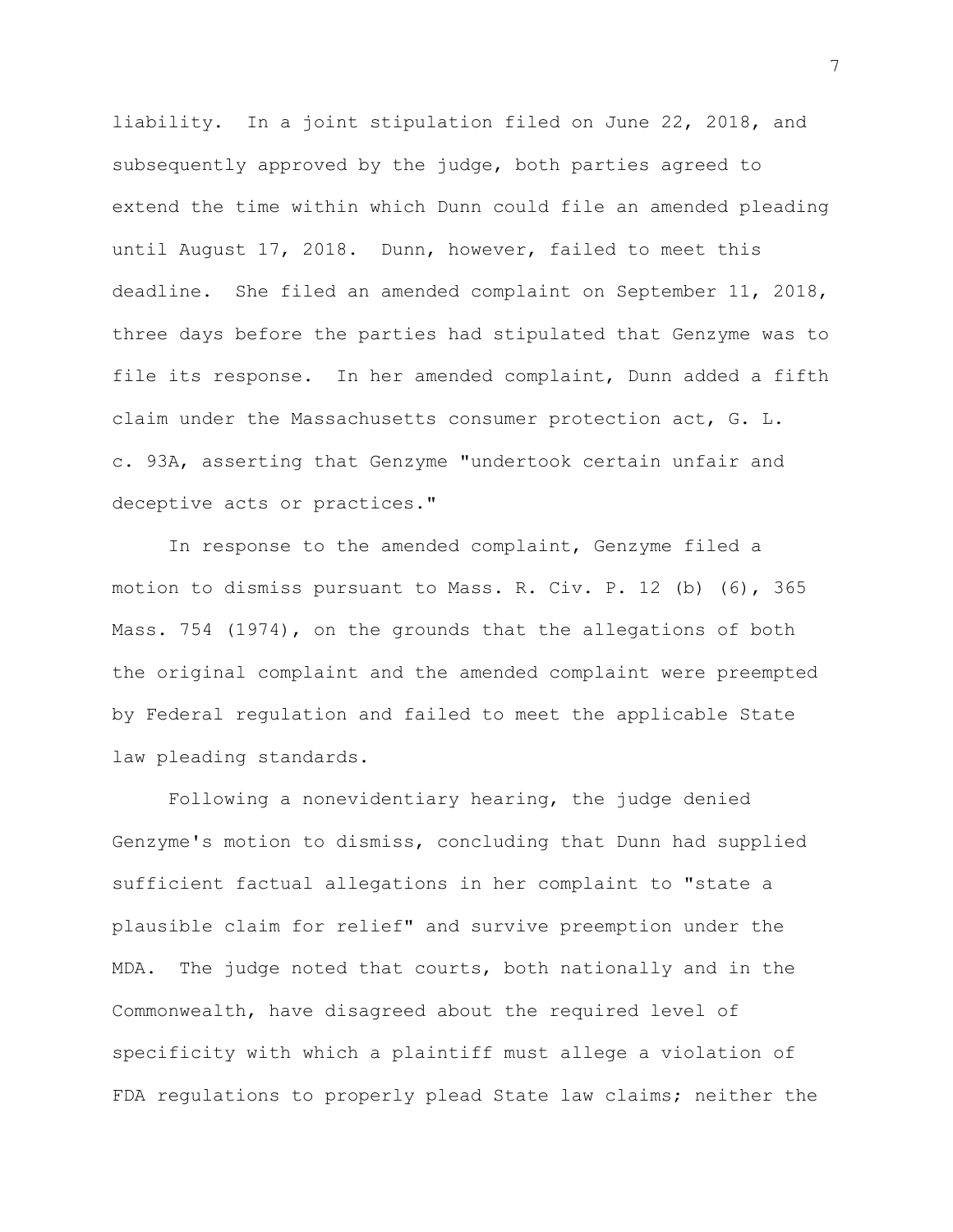liability. In a joint stipulation filed on June 22, 2018, and subsequently approved by the judge, both parties agreed to extend the time within which Dunn could file an amended pleading until August 17, 2018. Dunn, however, failed to meet this deadline. She filed an amended complaint on September 11, 2018, three days before the parties had stipulated that Genzyme was to file its response. In her amended complaint, Dunn added a fifth claim under the Massachusetts consumer protection act, G. L. c. 93A, asserting that Genzyme "undertook certain unfair and deceptive acts or practices."

In response to the amended complaint, Genzyme filed a motion to dismiss pursuant to Mass. R. Civ. P. 12 (b) (6), 365 Mass. 754 (1974), on the grounds that the allegations of both the original complaint and the amended complaint were preempted by Federal regulation and failed to meet the applicable State law pleading standards.

Following a nonevidentiary hearing, the judge denied Genzyme's motion to dismiss, concluding that Dunn had supplied sufficient factual allegations in her complaint to "state a plausible claim for relief" and survive preemption under the MDA. The judge noted that courts, both nationally and in the Commonwealth, have disagreed about the required level of specificity with which a plaintiff must allege a violation of FDA regulations to properly plead State law claims; neither the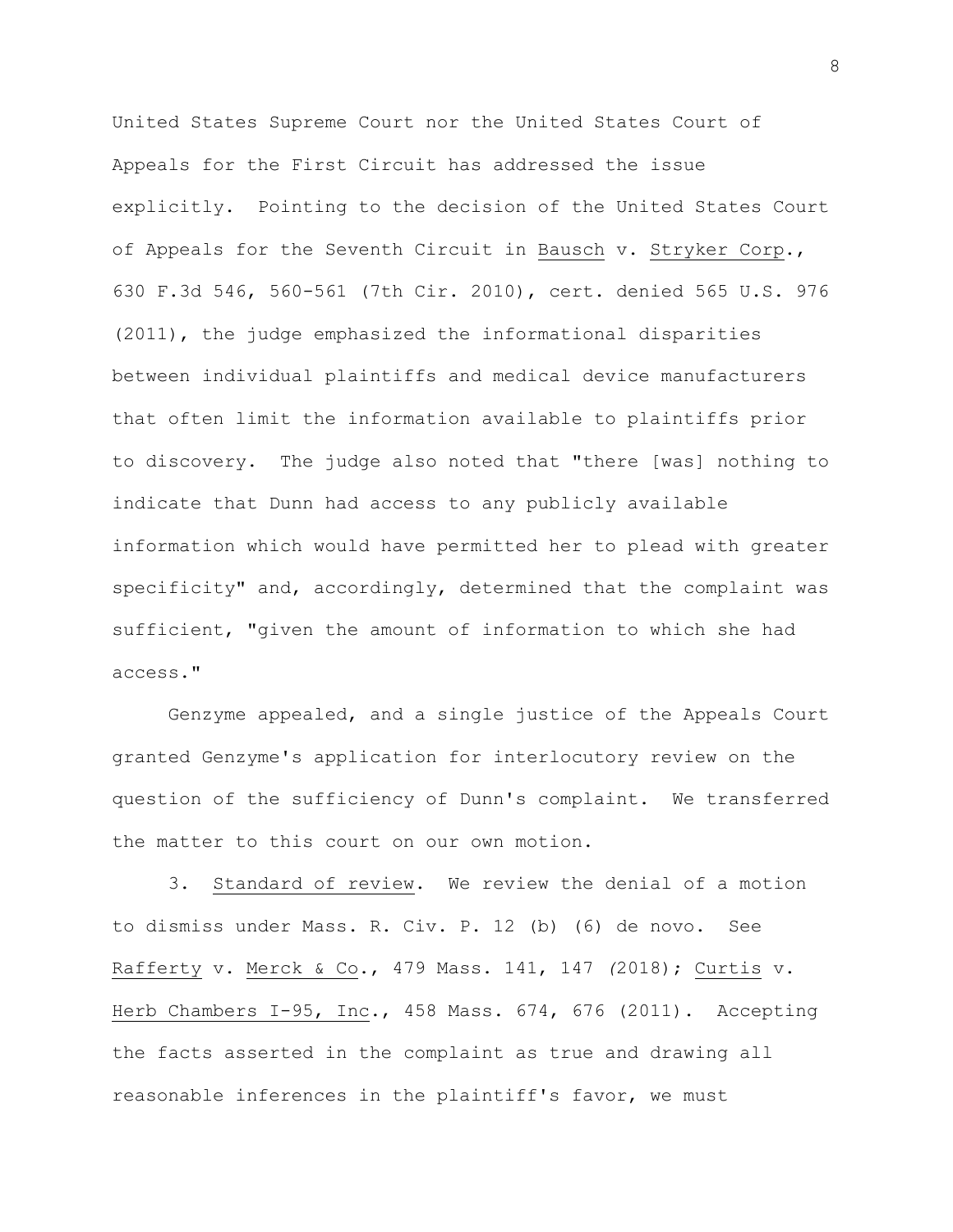United States Supreme Court nor the United States Court of Appeals for the First Circuit has addressed the issue explicitly. Pointing to the decision of the United States Court of Appeals for the Seventh Circuit in Bausch v. Stryker Corp., 630 F.3d 546, 560-561 (7th Cir. 2010), cert. denied 565 U.S. 976 (2011), the judge emphasized the informational disparities between individual plaintiffs and medical device manufacturers that often limit the information available to plaintiffs prior to discovery. The judge also noted that "there [was] nothing to indicate that Dunn had access to any publicly available information which would have permitted her to plead with greater specificity" and, accordingly, determined that the complaint was sufficient, "given the amount of information to which she had access."

Genzyme appealed, and a single justice of the Appeals Court granted Genzyme's application for interlocutory review on the question of the sufficiency of Dunn's complaint. We transferred the matter to this court on our own motion.

3. Standard of review. We review the denial of a motion to dismiss under Mass. R. Civ. P. 12 (b) (6) de novo. See Rafferty v. Merck & Co., 479 Mass. 141, 147 (2018); Curtis v. Herb Chambers I-95, Inc., 458 Mass. 674, 676 (2011). Accepting the facts asserted in the complaint as true and drawing all reasonable inferences in the plaintiff's favor, we must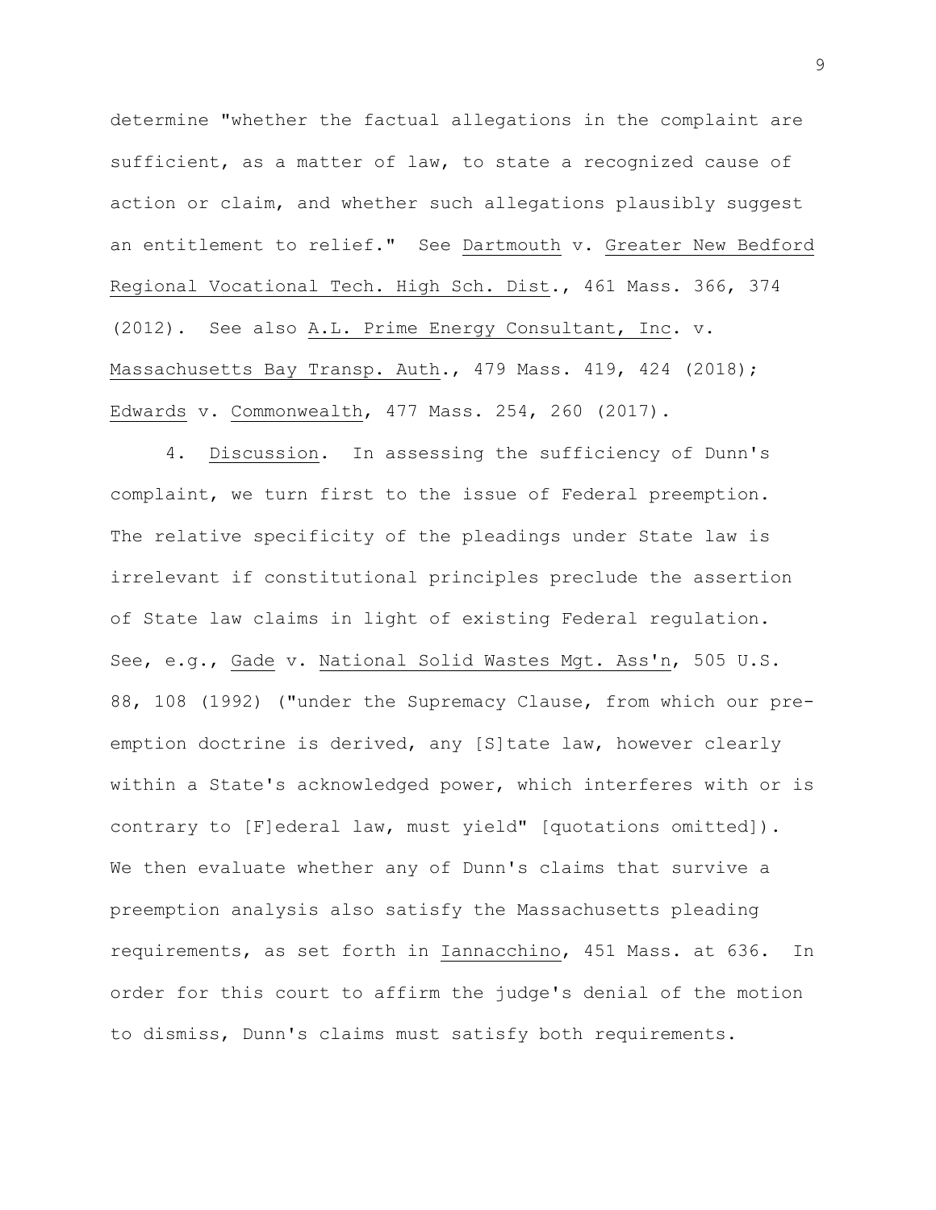determine "whether the factual allegations in the complaint are sufficient, as a matter of law, to state a recognized cause of action or claim, and whether such allegations plausibly suggest an entitlement to relief." See Dartmouth v. Greater New Bedford Regional Vocational Tech. High Sch. Dist., 461 Mass. 366, 374 (2012). See also A.L. Prime Energy Consultant, Inc. v. Massachusetts Bay Transp. Auth., 479 Mass. 419, 424 (2018); Edwards v. Commonwealth, 477 Mass. 254, 260 (2017).

4. Discussion. In assessing the sufficiency of Dunn's complaint, we turn first to the issue of Federal preemption. The relative specificity of the pleadings under State law is irrelevant if constitutional principles preclude the assertion of State law claims in light of existing Federal regulation. See, e.g., Gade v. National Solid Wastes Mgt. Ass'n, 505 U.S. 88, 108 (1992) ("under the Supremacy Clause, from which our pre-emption doctrine is derived, any [S]tate law, however clearly within a State's acknowledged power, which interferes with or is contrary to [F]ederal law, must yield" [quotations omitted]). We then evaluate whether any of Dunn's claims that survive a preemption analysis also satisfy the Massachusetts pleading requirements, as set forth in Iannacchino, 451 Mass. at 636. In order for this court to affirm the judge's denial of the motion to dismiss, Dunn's claims must satisfy both requirements.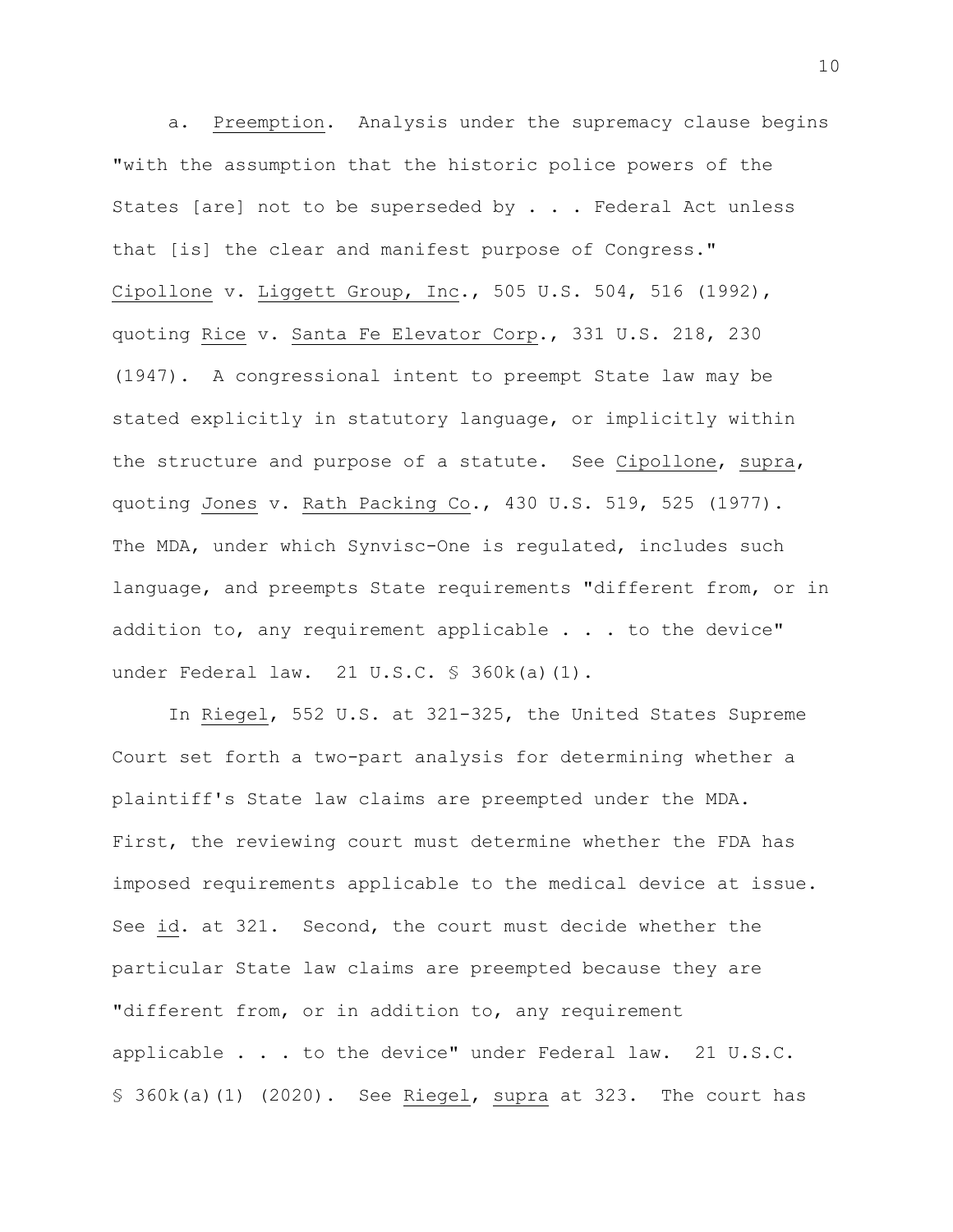a. Preemption. Analysis under the supremacy clause begins "with the assumption that the historic police powers of the States [are] not to be superseded by . . . Federal Act unless that [is] the clear and manifest purpose of Congress." Cipollone v. Liggett Group, Inc., 505 U.S. 504, 516 (1992), quoting Rice v. Santa Fe Elevator Corp., 331 U.S. 218, 230 (1947). A congressional intent to preempt State law may be stated explicitly in statutory language, or implicitly within the structure and purpose of a statute. See Cipollone, supra, quoting Jones v. Rath Packing Co., 430 U.S. 519, 525 (1977). The MDA, under which Synvisc-One is regulated, includes such language, and preempts State requirements "different from, or in addition to, any requirement applicable . . . to the device" under Federal law. 21 U.S.C. § 360k(a)(1).

In Riegel, 552 U.S. at 321-325, the United States Supreme Court set forth a two-part analysis for determining whether a plaintiff's State law claims are preempted under the MDA. First, the reviewing court must determine whether the FDA has imposed requirements applicable to the medical device at issue. See id. at 321. Second, the court must decide whether the particular State law claims are preempted because they are "different from, or in addition to, any requirement applicable . . . to the device" under Federal law. 21 U.S.C. § 360k(a)(1) (2020). See Riegel, supra at 323. The court has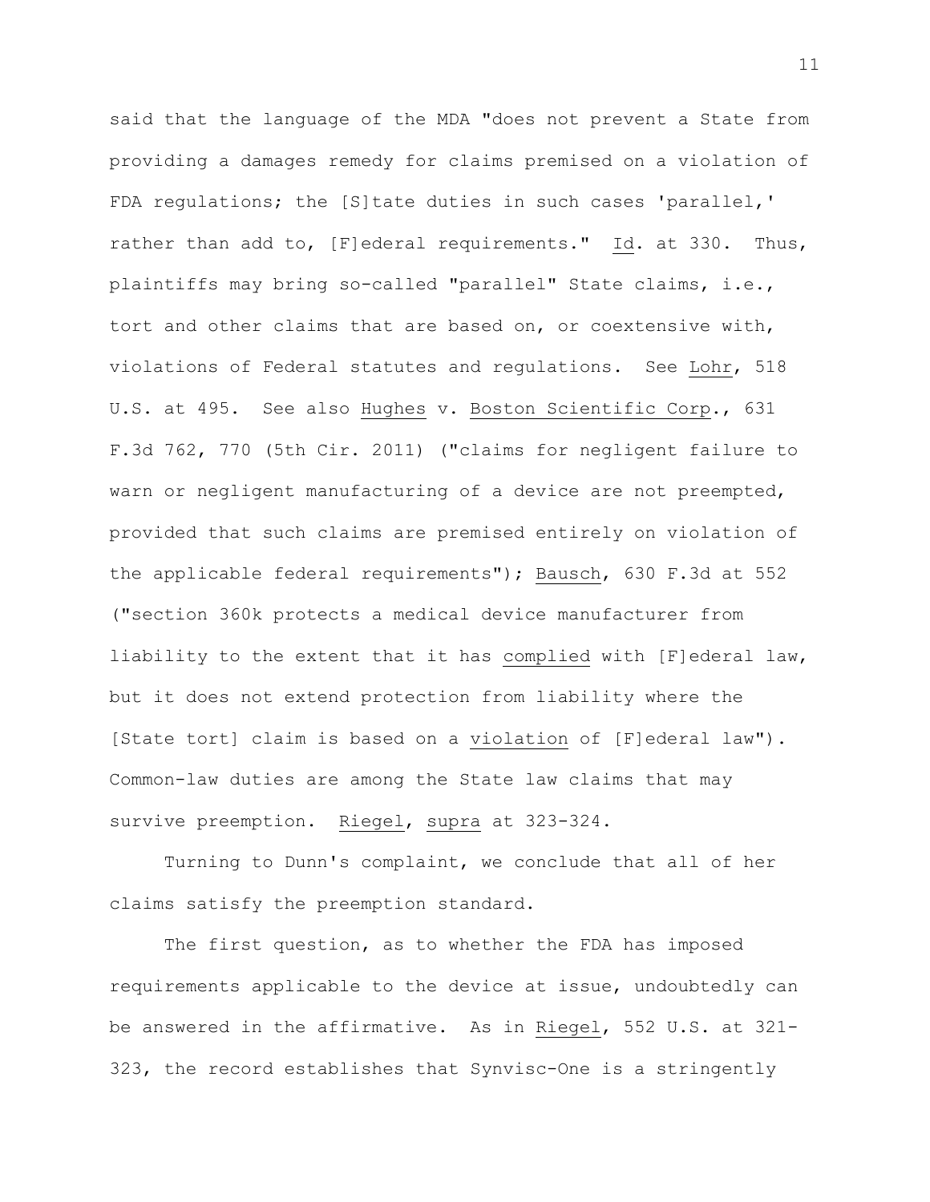said that the language of the MDA "does not prevent a State from providing a damages remedy for claims premised on a violation of FDA regulations; the [S]tate duties in such cases 'parallel,' rather than add to, [F]ederal requirements." Id. at 330. Thus, plaintiffs may bring so-called "parallel" State claims, i.e., tort and other claims that are based on, or coextensive with, violations of Federal statutes and regulations. See Lohr, 518 U.S. at 495. See also Hughes v. Boston Scientific Corp., 631 F.3d 762, 770 (5th Cir. 2011) ("claims for negligent failure to warn or negligent manufacturing of a device are not preempted, provided that such claims are premised entirely on violation of the applicable federal requirements"); Bausch, 630 F.3d at 552 ("section 360k protects a medical device manufacturer from liability to the extent that it has complied with [F]ederal law, but it does not extend protection from liability where the [State tort] claim is based on a violation of [F]ederal law"). Common-law duties are among the State law claims that may survive preemption. Riegel, supra at 323-324.

Turning to Dunn's complaint, we conclude that all of her claims satisfy the preemption standard.

The first question, as to whether the FDA has imposed requirements applicable to the device at issue, undoubtedly can be answered in the affirmative. As in Riegel, 552 U.S. at 321-323, the record establishes that Synvisc-One is a stringently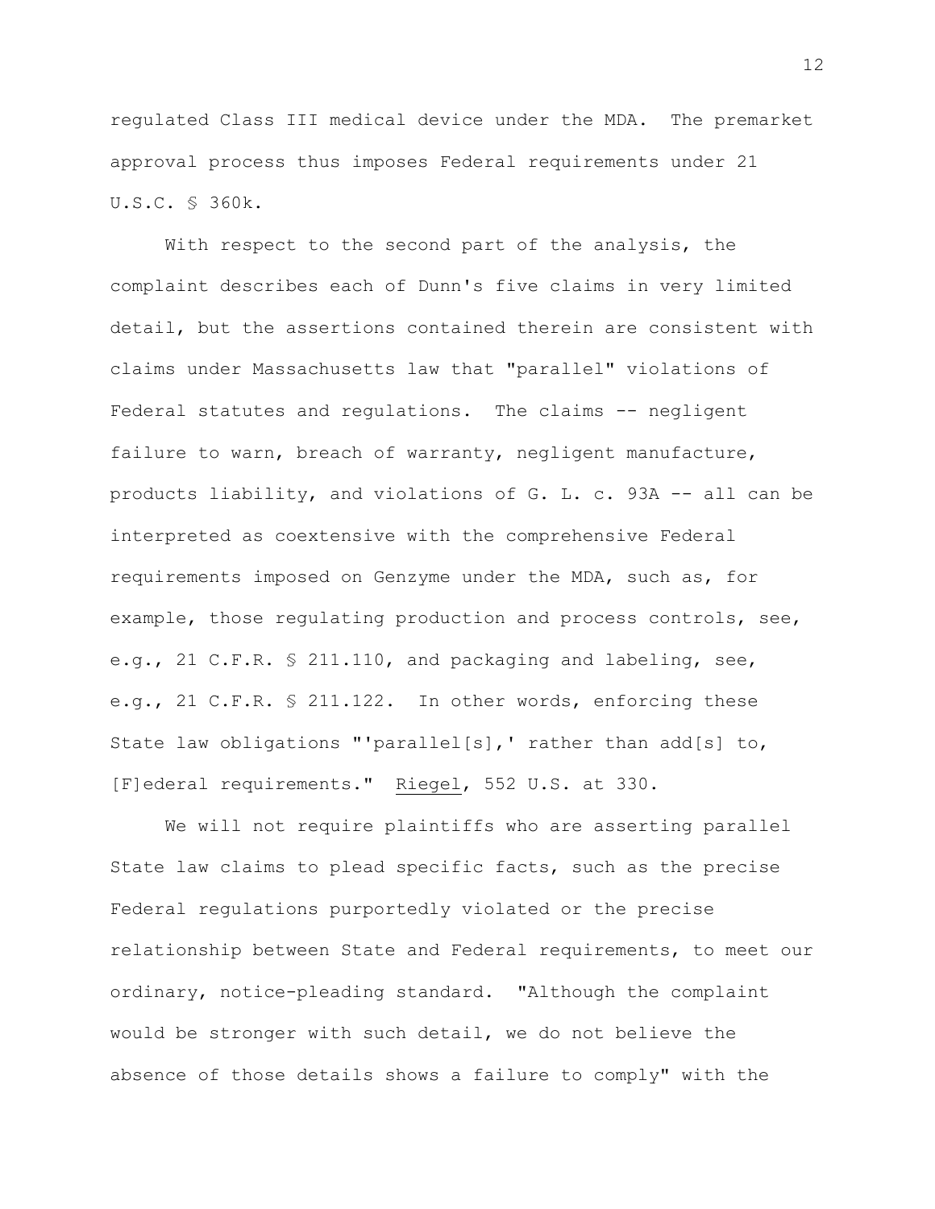regulated Class III medical device under the MDA. The premarket approval process thus imposes Federal requirements under 21 U.S.C. § 360k.

With respect to the second part of the analysis, the complaint describes each of Dunn's five claims in very limited detail, but the assertions contained therein are consistent with claims under Massachusetts law that "parallel" violations of Federal statutes and regulations. The claims -- negligent failure to warn, breach of warranty, negligent manufacture, products liability, and violations of G. L. c. 93A -- all can be interpreted as coextensive with the comprehensive Federal requirements imposed on Genzyme under the MDA, such as, for example, those regulating production and process controls, see, e.g., 21 C.F.R. § 211.110, and packaging and labeling, see, e.g., 21 C.F.R. § 211.122. In other words, enforcing these State law obligations "'parallel[s],' rather than add[s] to, [F]ederal requirements." Riegel, 552 U.S. at 330.

We will not require plaintiffs who are asserting parallel State law claims to plead specific facts, such as the precise Federal regulations purportedly violated or the precise relationship between State and Federal requirements, to meet our ordinary, notice-pleading standard. "Although the complaint would be stronger with such detail, we do not believe the absence of those details shows a failure to comply" with the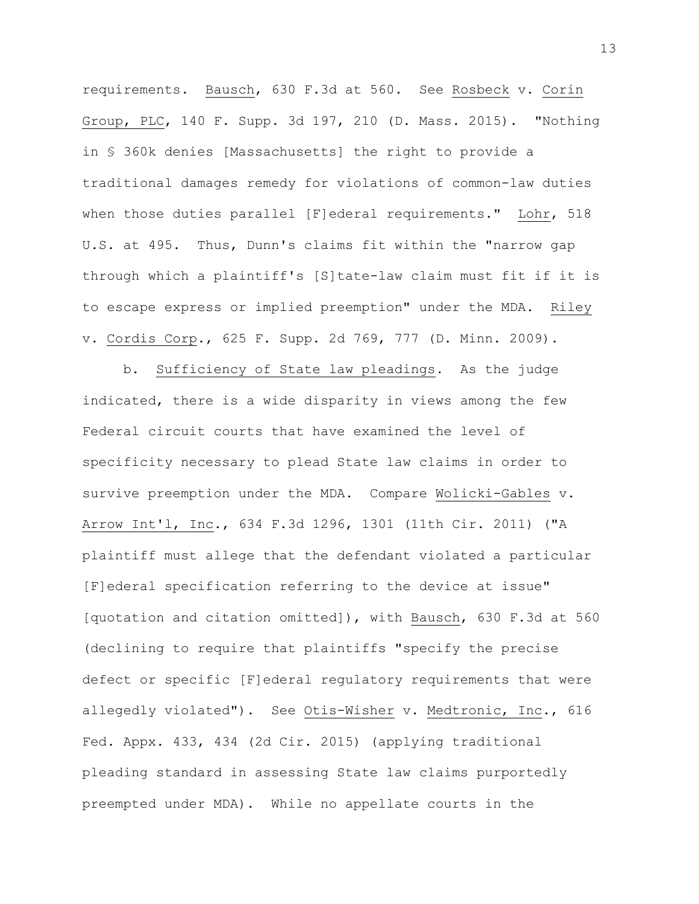requirements. Bausch, 630 F.3d at 560. See Rosbeck v. Corin Group, PLC, 140 F. Supp. 3d 197, 210 (D. Mass. 2015). "Nothing in § 360k denies [Massachusetts] the right to provide a traditional damages remedy for violations of common-law duties when those duties parallel [F]ederal requirements." Lohr, 518 U.S. at 495. Thus, Dunn's claims fit within the "narrow gap through which a plaintiff's [S]tate-law claim must fit if it is to escape express or implied preemption" under the MDA. Riley v. Cordis Corp., 625 F. Supp. 2d 769, 777 (D. Minn. 2009).

b. Sufficiency of State law pleadings. As the judge indicated, there is a wide disparity in views among the few Federal circuit courts that have examined the level of specificity necessary to plead State law claims in order to survive preemption under the MDA. Compare Wolicki-Gables v. Arrow Int'l, Inc., 634 F.3d 1296, 1301 (11th Cir. 2011) ("A plaintiff must allege that the defendant violated a particular [F]ederal specification referring to the device at issue" [quotation and citation omitted]), with Bausch, 630 F.3d at 560 (declining to require that plaintiffs "specify the precise defect or specific [F]ederal regulatory requirements that were allegedly violated"). See Otis-Wisher v. Medtronic, Inc., 616 Fed. Appx. 433, 434 (2d Cir. 2015) (applying traditional pleading standard in assessing State law claims purportedly preempted under MDA). While no appellate courts in the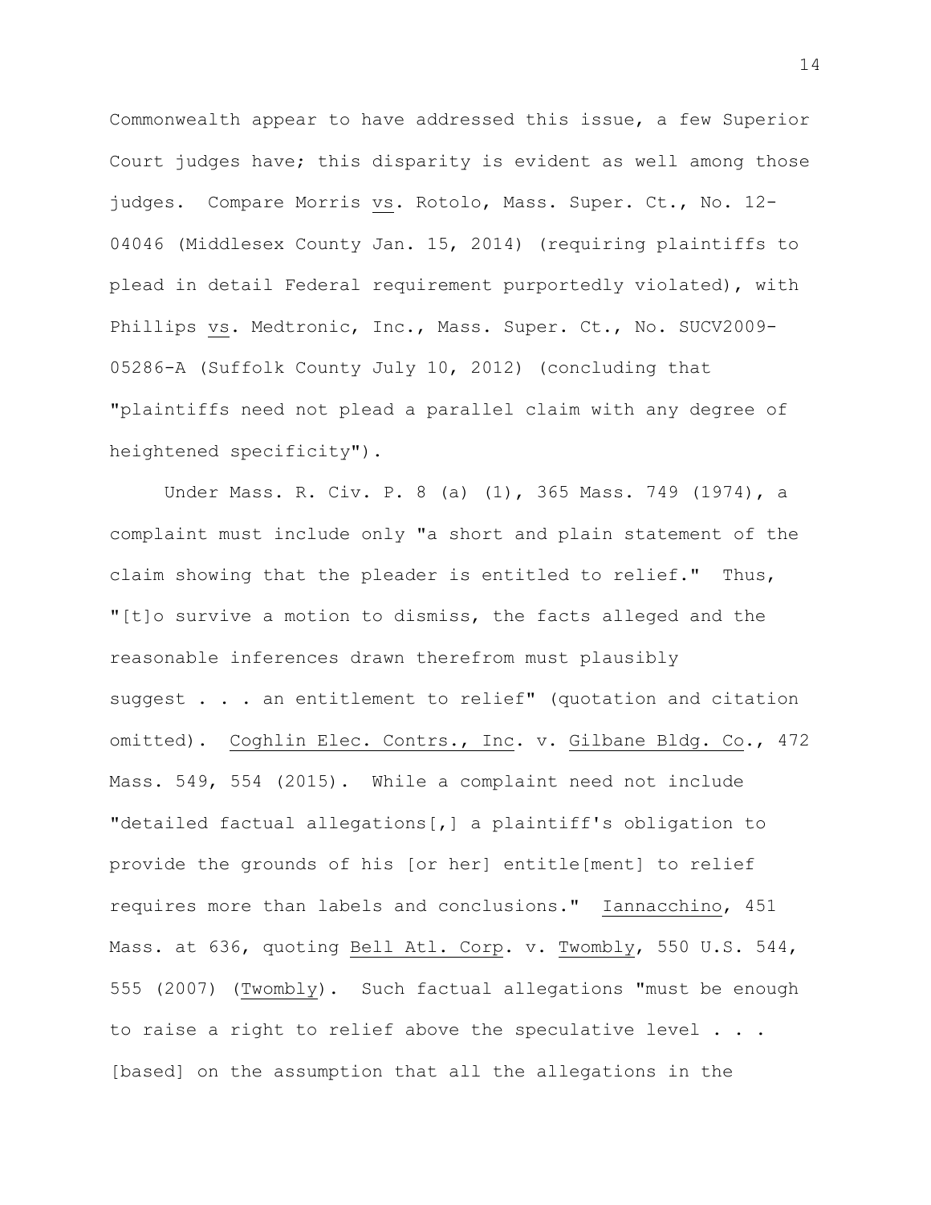Commonwealth appear to have addressed this issue, a few Superior Court judges have; this disparity is evident as well among those judges. Compare Morris _vs_. Rotolo, Mass. Super. Ct., No. 12-04046 (Middlesex County Jan. 15, 2014) (requiring plaintiffs to plead in detail Federal requirement purportedly violated), with Phillips _vs_. Medtronic, Inc., Mass. Super. Ct., No. SUCV2009-05286-A (Suffolk County July 10, 2012) (concluding that "plaintiffs need not plead a parallel claim with any degree of heightened specificity").

Under Mass. R. Civ. P. 8 (a) (1), 365 Mass. 749 (1974), a complaint must include only "a short and plain statement of the claim showing that the pleader is entitled to relief." Thus, "[t]o survive a motion to dismiss, the facts alleged and the reasonable inferences drawn therefrom must plausibly suggest . . . an entitlement to relief" (quotation and citation omitted). _Coghlin Elec. Contrs., Inc_. v. _Gilbane Bldg. Co_., 472 Mass. 549, 554 (2015). While a complaint need not include "detailed factual allegations[,] a plaintiff's obligation to provide the grounds of his [or her] entitle[ment] to relief requires more than labels and conclusions." _Iannacchino_, 451 Mass. at 636, quoting _Bell Atl. Corp_. v. _Twombly_, 550 U.S. 544, 555 (2007) (_Twombly_). Such factual allegations "must be enough to raise a right to relief above the speculative level . . . [based] on the assumption that all the allegations in the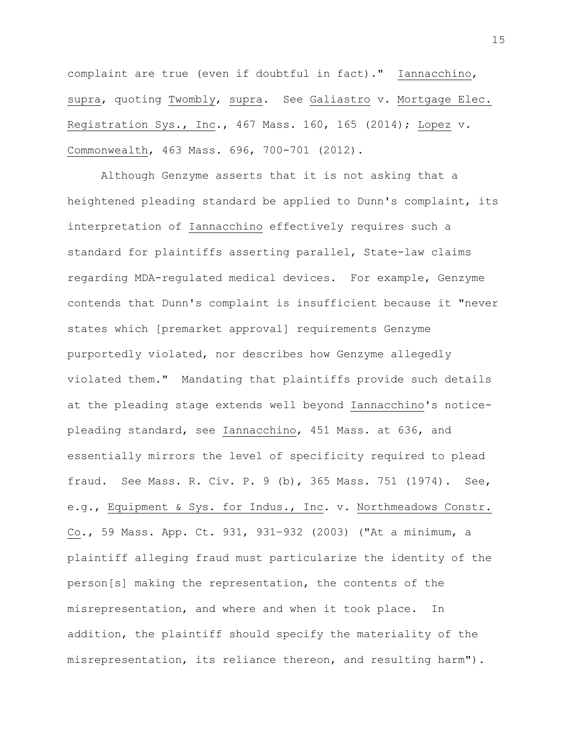complaint are true (even if doubtful in fact)." Iannacchino, supra, quoting Twombly, supra. See Galiastro v. Mortgage Elec. Registration Sys., Inc., 467 Mass. 160, 165 (2014); Lopez v. Commonwealth, 463 Mass. 696, 700-701 (2012).

Although Genzyme asserts that it is not asking that a heightened pleading standard be applied to Dunn's complaint, its interpretation of Iannacchino effectively requires such a standard for plaintiffs asserting parallel, State-law claims regarding MDA-regulated medical devices. For example, Genzyme contends that Dunn's complaint is insufficient because it "never states which [premarket approval] requirements Genzyme purportedly violated, nor describes how Genzyme allegedly violated them." Mandating that plaintiffs provide such details at the pleading stage extends well beyond Iannacchino's notice-pleading standard, see Iannacchino, 451 Mass. at 636, and essentially mirrors the level of specificity required to plead fraud. See Mass. R. Civ. P. 9 (b), 365 Mass. 751 (1974). See, e.g., Equipment & Sys. for Indus., Inc. v. Northmeadows Constr. Co., 59 Mass. App. Ct. 931, 931-932 (2003) ("At a minimum, a plaintiff alleging fraud must particularize the identity of the person[s] making the representation, the contents of the misrepresentation, and where and when it took place. In addition, the plaintiff should specify the materiality of the misrepresentation, its reliance thereon, and resulting harm").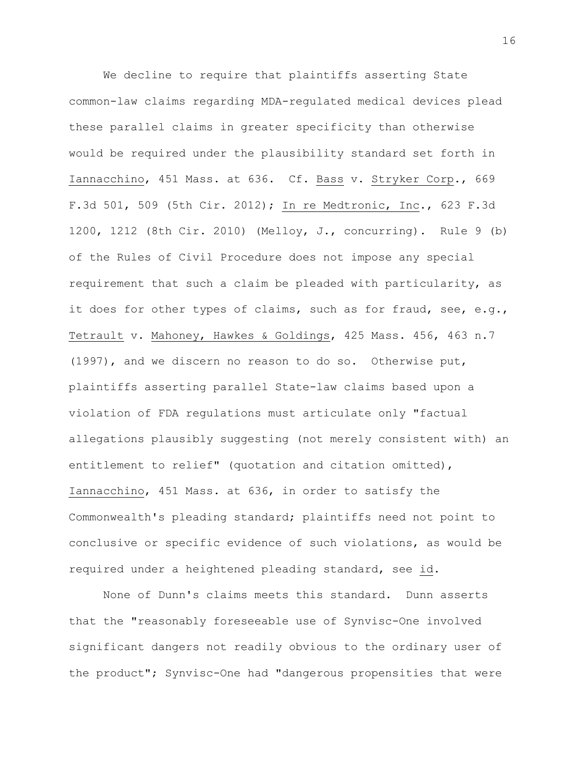We decline to require that plaintiffs asserting State common-law claims regarding MDA-regulated medical devices plead these parallel claims in greater specificity than otherwise would be required under the plausibility standard set forth in Iannacchino, 451 Mass. at 636. Cf. Bass v. Stryker Corp., 669 F.3d 501, 509 (5th Cir. 2012); In re Medtronic, Inc., 623 F.3d 1200, 1212 (8th Cir. 2010) (Melloy, J., concurring). Rule 9 (b) of the Rules of Civil Procedure does not impose any special requirement that such a claim be pleaded with particularity, as it does for other types of claims, such as for fraud, see, e.g., Tetrault v. Mahoney, Hawkes & Goldings, 425 Mass. 456, 463 n.7 (1997), and we discern no reason to do so. Otherwise put, plaintiffs asserting parallel State-law claims based upon a violation of FDA regulations must articulate only "factual allegations plausibly suggesting (not merely consistent with) an entitlement to relief" (quotation and citation omitted), Iannacchino, 451 Mass. at 636, in order to satisfy the Commonwealth's pleading standard; plaintiffs need not point to conclusive or specific evidence of such violations, as would be required under a heightened pleading standard, see id.

None of Dunn's claims meets this standard. Dunn asserts that the "reasonably foreseeable use of Synvisc-One involved significant dangers not readily obvious to the ordinary user of the product"; Synvisc-One had "dangerous propensities that were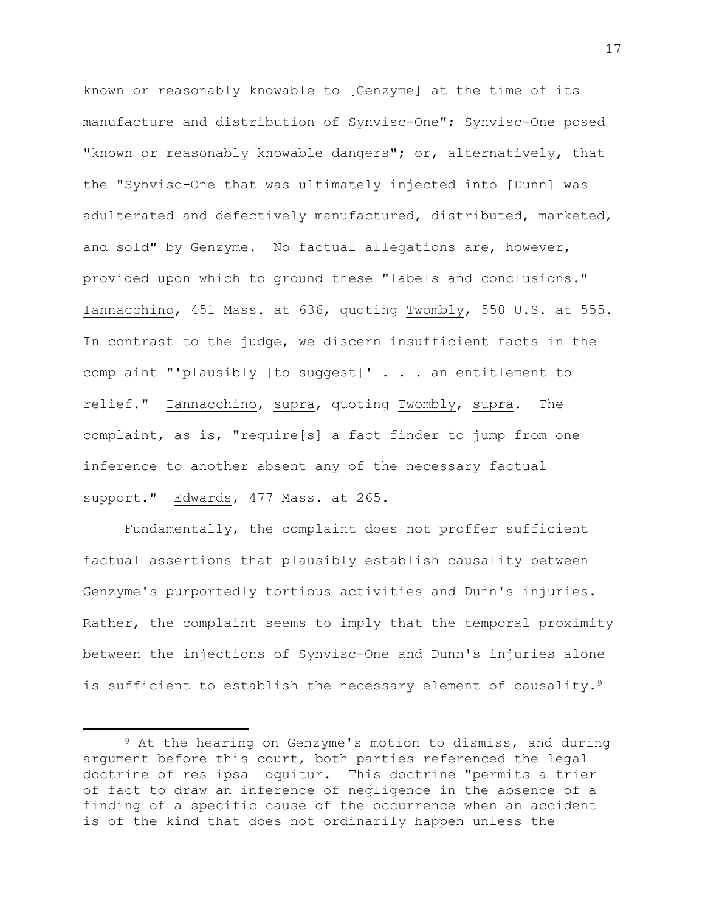known or reasonably knowable to [Genzyme] at the time of its manufacture and distribution of Synvisc-One"; Synvisc-One posed "known or reasonably knowable dangers"; or, alternatively, that the "Synvisc-One that was ultimately injected into [Dunn] was adulterated and defectively manufactured, distributed, marketed, and sold" by Genzyme. No factual allegations are, however, provided upon which to ground these "labels and conclusions." Iannacchino, 451 Mass. at 636, quoting Twombly, 550 U.S. at 555. In contrast to the judge, we discern insufficient facts in the complaint "'plausibly [to suggest]' . . . an entitlement to relief." Iannacchino, supra, quoting Twombly, supra. The complaint, as is, "require[s] a fact finder to jump from one inference to another absent any of the necessary factual support." Edwards, 477 Mass. at 265.

Fundamentally, the complaint does not proffer sufficient factual assertions that plausibly establish causality between Genzyme's purportedly tortious activities and Dunn's injuries. Rather, the complaint seems to imply that the temporal proximity between the injections of Synvisc-One and Dunn's injuries alone is sufficient to establish the necessary element of causality.[9]

---

[9] At the hearing on Genzyme's motion to dismiss, and during argument before this court, both parties referenced the legal doctrine of res ipsa loquitur. This doctrine "permits a trier of fact to draw an inference of negligence in the absence of a finding of a specific cause of the occurrence when an accident is of the kind that does not ordinarily happen unless the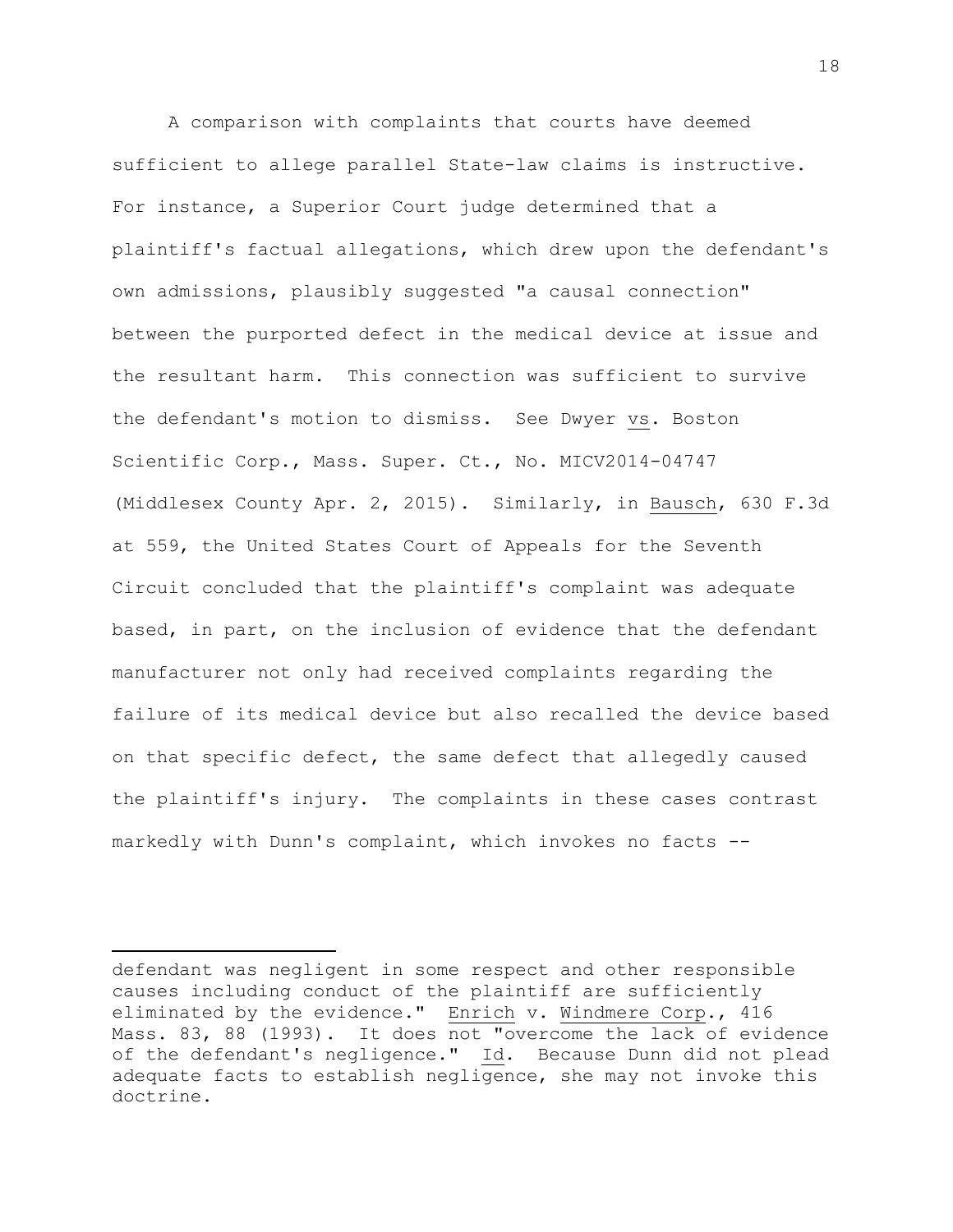A comparison with complaints that courts have deemed sufficient to allege parallel State-law claims is instructive. For instance, a Superior Court judge determined that a plaintiff's factual allegations, which drew upon the defendant's own admissions, plausibly suggested "a causal connection" between the purported defect in the medical device at issue and the resultant harm. This connection was sufficient to survive the defendant's motion to dismiss. See Dwyer vs. Boston Scientific Corp., Mass. Super. Ct., No. MICV2014-04747 (Middlesex County Apr. 2, 2015). Similarly, in Bausch, 630 F.3d at 559, the United States Court of Appeals for the Seventh Circuit concluded that the plaintiff's complaint was adequate based, in part, on the inclusion of evidence that the defendant manufacturer not only had received complaints regarding the failure of its medical device but also recalled the device based on that specific defect, the same defect that allegedly caused the plaintiff's injury. The complaints in these cases contrast markedly with Dunn's complaint, which invokes no facts --

---

defendant was negligent in some respect and other responsible causes including conduct of the plaintiff are sufficiently eliminated by the evidence." Enrich v. Windmere Corp., 416 Mass. 83, 88 (1993). It does not "overcome the lack of evidence of the defendant's negligence." Id. Because Dunn did not plead adequate facts to establish negligence, she may not invoke this doctrine.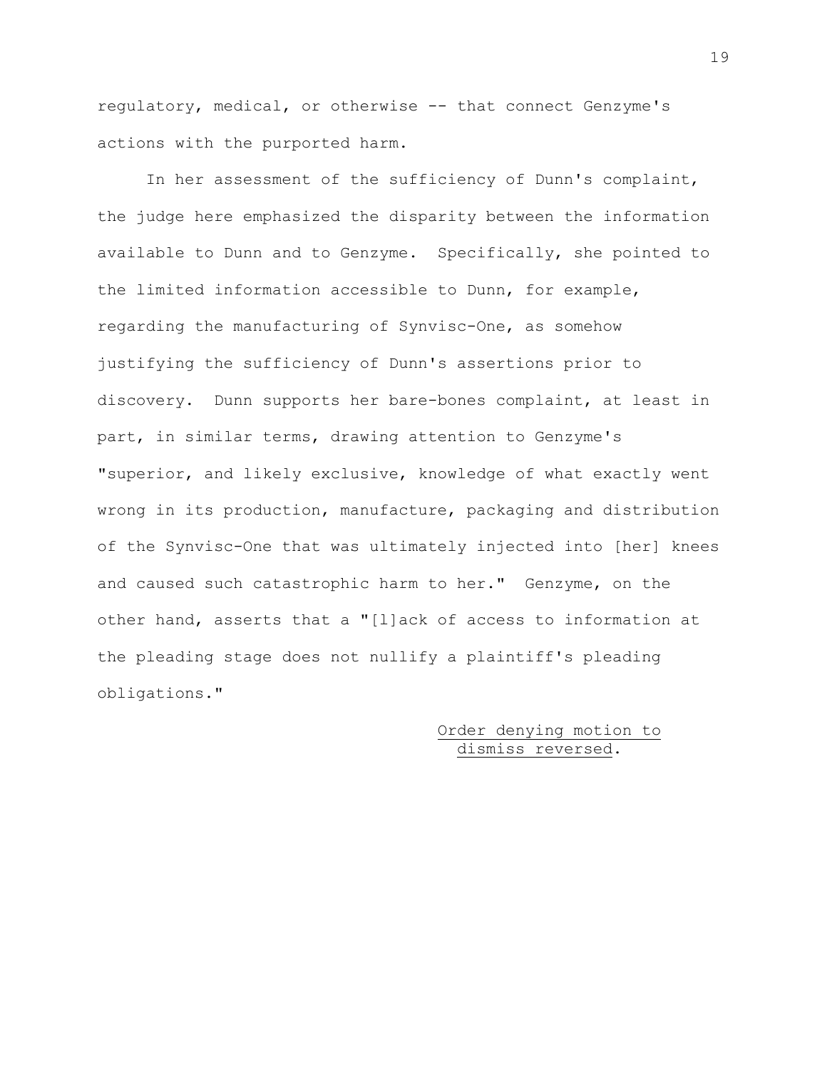regulatory, medical, or otherwise -- that connect Genzyme's actions with the purported harm.

In her assessment of the sufficiency of Dunn's complaint, the judge here emphasized the disparity between the information available to Dunn and to Genzyme. Specifically, she pointed to the limited information accessible to Dunn, for example, regarding the manufacturing of Synvisc-One, as somehow justifying the sufficiency of Dunn's assertions prior to discovery. Dunn supports her bare-bones complaint, at least in part, in similar terms, drawing attention to Genzyme's "superior, and likely exclusive, knowledge of what exactly went wrong in its production, manufacture, packaging and distribution of the Synvisc-One that was ultimately injected into [her] knees and caused such catastrophic harm to her." Genzyme, on the other hand, asserts that a "[l]ack of access to information at the pleading stage does not nullify a plaintiff's pleading obligations."

Order denying motion to dismiss reversed.